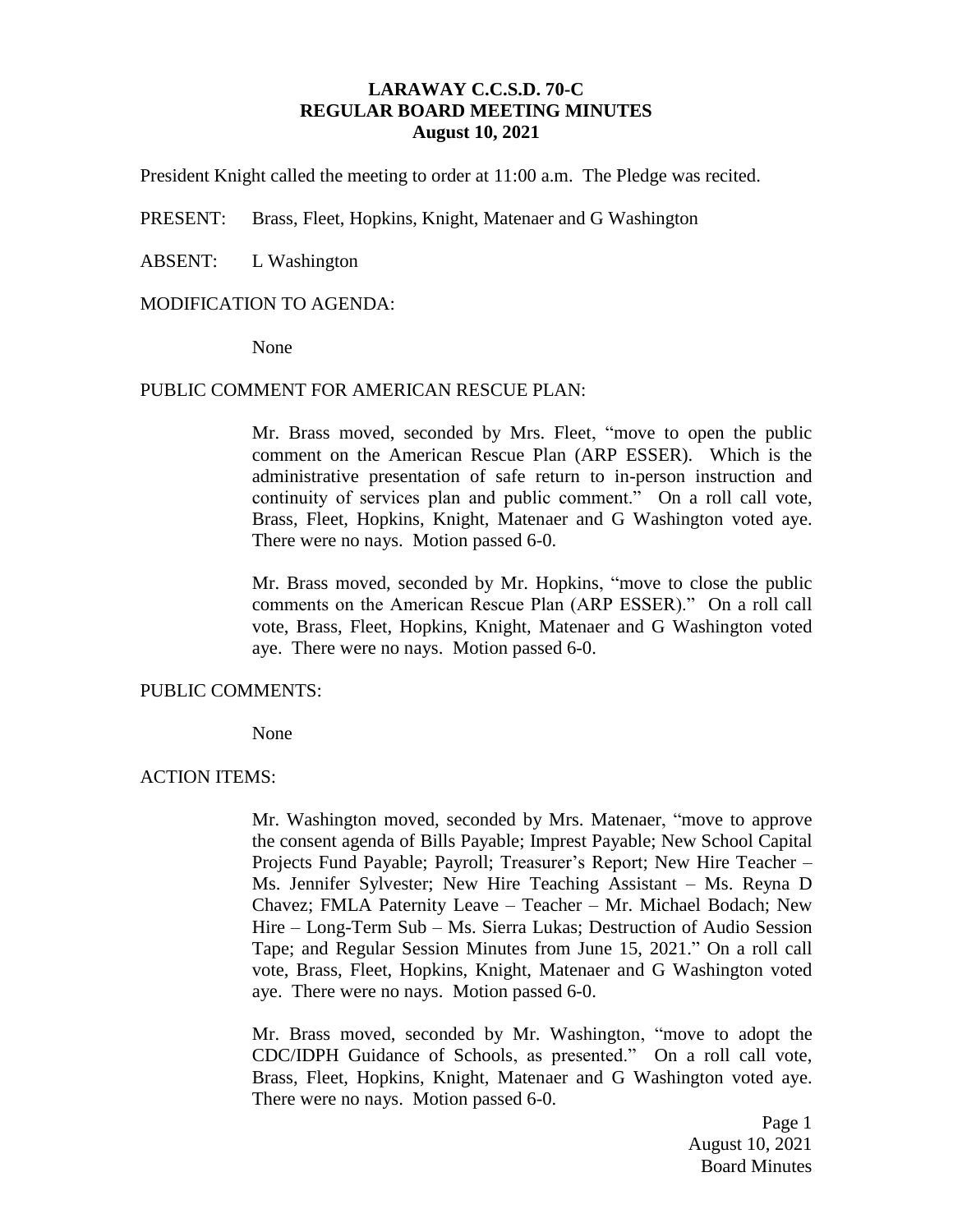# LARAWAY C.C.S.D. 70-C
## REGULAR BOARD MEETING MINUTES
### August 10, 2021

President Knight called the meeting to order at 11:00 a.m. The Pledge was recited.

PRESENT: Brass, Fleet, Hopkins, Knight, Matenaer and G Washington

ABSENT: L Washington

MODIFICATION TO AGENDA:

None

PUBLIC COMMENT FOR AMERICAN RESCUE PLAN:

Mr. Brass moved, seconded by Mrs. Fleet, "move to open the public comment on the American Rescue Plan (ARP ESSER). Which is the administrative presentation of safe return to in-person instruction and continuity of services plan and public comment." On a roll call vote, Brass, Fleet, Hopkins, Knight, Matenaer and G Washington voted aye. There were no nays. Motion passed 6-0.

Mr. Brass moved, seconded by Mr. Hopkins, "move to close the public comments on the American Rescue Plan (ARP ESSER)." On a roll call vote, Brass, Fleet, Hopkins, Knight, Matenaer and G Washington voted aye. There were no nays. Motion passed 6-0.

PUBLIC COMMENTS:

None

ACTION ITEMS:

Mr. Washington moved, seconded by Mrs. Matenaer, "move to approve the consent agenda of Bills Payable; Imprest Payable; New School Capital Projects Fund Payable; Payroll; Treasurer's Report; New Hire Teacher – Ms. Jennifer Sylvester; New Hire Teaching Assistant – Ms. Reyna D Chavez; FMLA Paternity Leave – Teacher – Mr. Michael Bodach; New Hire – Long-Term Sub – Ms. Sierra Lukas; Destruction of Audio Session Tape; and Regular Session Minutes from June 15, 2021." On a roll call vote, Brass, Fleet, Hopkins, Knight, Matenaer and G Washington voted aye. There were no nays. Motion passed 6-0.

Mr. Brass moved, seconded by Mr. Washington, "move to adopt the CDC/IDPH Guidance of Schools, as presented." On a roll call vote, Brass, Fleet, Hopkins, Knight, Matenaer and G Washington voted aye. There were no nays. Motion passed 6-0.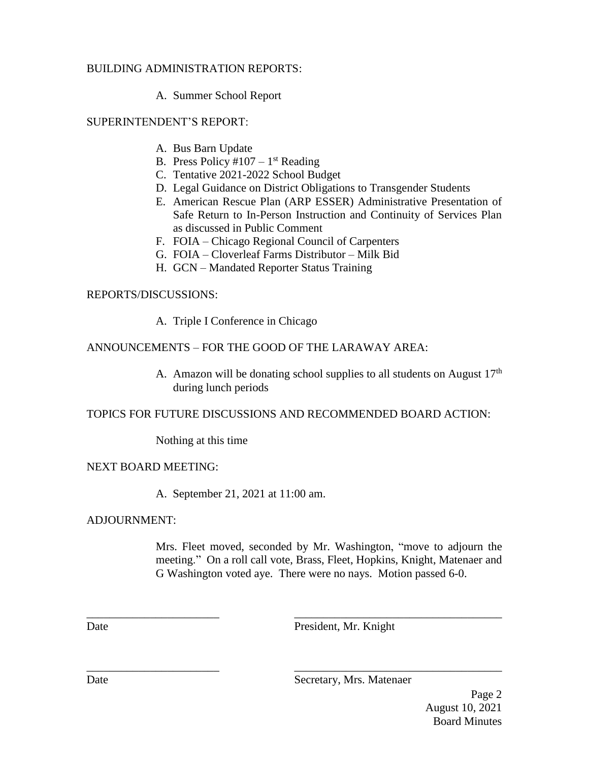BUILDING ADMINISTRATION REPORTS:

A. Summer School Report

SUPERINTENDENT'S REPORT:

A. Bus Barn Update
B. Press Policy #107 – 1st Reading
C. Tentative 2021-2022 School Budget
D. Legal Guidance on District Obligations to Transgender Students
E. American Rescue Plan (ARP ESSER) Administrative Presentation of Safe Return to In-Person Instruction and Continuity of Services Plan as discussed in Public Comment
F. FOIA – Chicago Regional Council of Carpenters
G. FOIA – Cloverleaf Farms Distributor – Milk Bid
H. GCN – Mandated Reporter Status Training

REPORTS/DISCUSSIONS:

A. Triple I Conference in Chicago

ANNOUNCEMENTS – FOR THE GOOD OF THE LARAWAY AREA:

A. Amazon will be donating school supplies to all students on August 17th during lunch periods

TOPICS FOR FUTURE DISCUSSIONS AND RECOMMENDED BOARD ACTION:

Nothing at this time

NEXT BOARD MEETING:

A. September 21, 2021 at 11:00 am.

ADJOURNMENT:

Mrs. Fleet moved, seconded by Mr. Washington, "move to adjourn the meeting." On a roll call vote, Brass, Fleet, Hopkins, Knight, Matenaer and G Washington voted aye. There were no nays. Motion passed 6-0.

_______________________ _____________________________________

Date President, Mr. Knight

_______________________ _____________________________________

Date Secretary, Mrs. Matenaer

August 10, 2021
Board Minutes